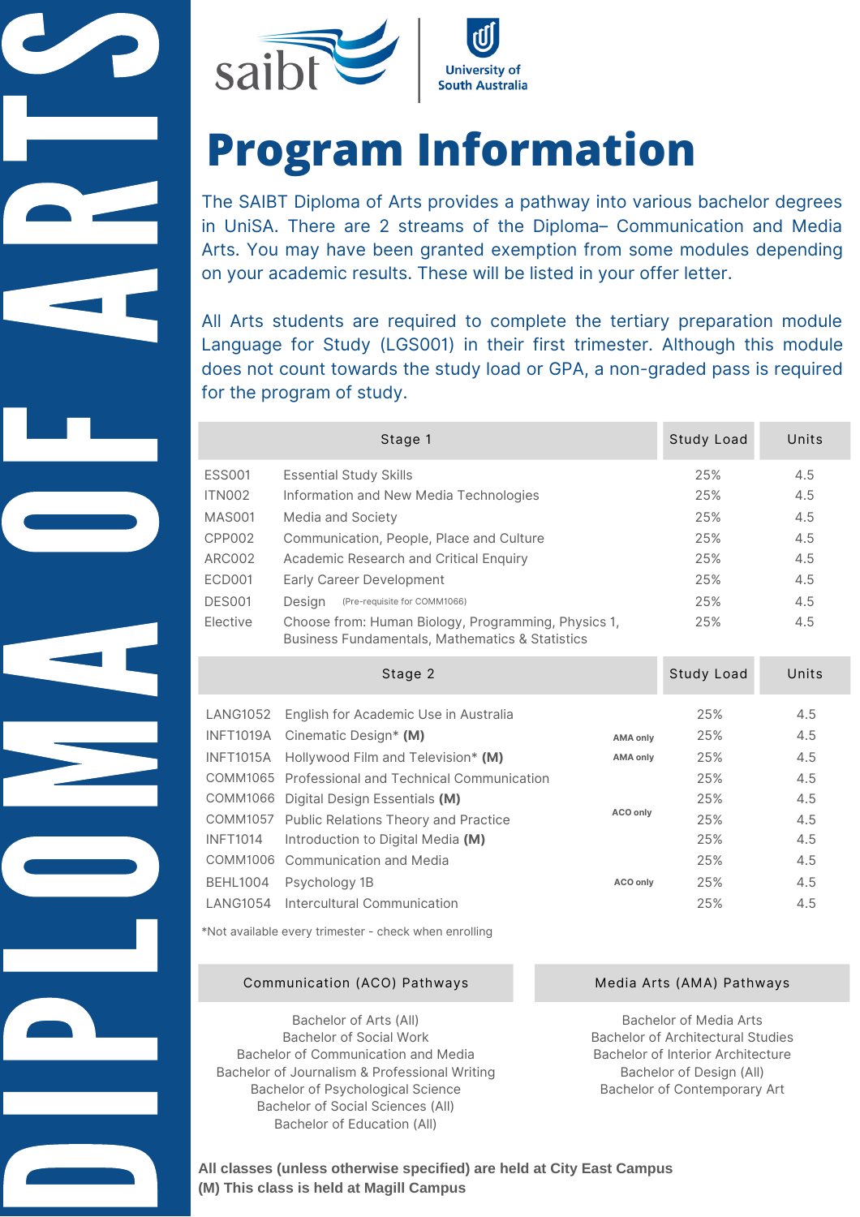# DIPLOMA OF ARTS

saibt | University of South Australia

# Program Information

The SAIBT Diploma of Arts provides a pathway into various bachelor degrees in UniSA. There are 2 streams of the Diploma– Communication and Media Arts. You may have been granted exemption from some modules depending on your academic results. These will be listed in your offer letter.

All Arts students are required to complete the tertiary preparation module Language for Study (LGS001) in their first trimester. Although this module does not count towards the study load or GPA, a non-graded pass is required for the program of study.

| Stage 1 | | Study Load | Units |
|---|---|---|---|
| ESS001 | Essential Study Skills | 25% | 4.5 |
| ITN002 | Information and New Media Technologies | 25% | 4.5 |
| MAS001 | Media and Society | 25% | 4.5 |
| CPP002 | Communication, People, Place and Culture | 25% | 4.5 |
| ARC002 | Academic Research and Critical Enquiry | 25% | 4.5 |
| ECD001 | Early Career Development | 25% | 4.5 |
| DES001 | Design (Pre-requisite for COMM1066) | 25% | 4.5 |
| Elective | Choose from: Human Biology, Programming, Physics 1, Business Fundamentals, Mathematics & Statistics | 25% | 4.5 |

| Stage 2 | | | Study Load | Units |
|---|---|---|---|---|
| LANG1052 | English for Academic Use in Australia | | 25% | 4.5 |
| INFT1019A | Cinematic Design* **(M)** | AMA only | 25% | 4.5 |
| INFT1015A | Hollywood Film and Television* **(M)** | AMA only | 25% | 4.5 |
| COMM1065 | Professional and Technical Communication | | 25% | 4.5 |
| COMM1066 | Digital Design Essentials **(M)** | | 25% | 4.5 |
| COMM1057 | Public Relations Theory and Practice | ACO only | 25% | 4.5 |
| INFT1014 | Introduction to Digital Media **(M)** | | 25% | 4.5 |
| COMM1006 | Communication and Media | | 25% | 4.5 |
| BEHL1004 | Psychology 1B | ACO only | 25% | 4.5 |
| LANG1054 | Intercultural Communication | | 25% | 4.5 |

*Not available every trimester - check when enrolling

**Communication (ACO) Pathways**

- Bachelor of Arts (All)
- Bachelor of Social Work
- Bachelor of Communication and Media
- Bachelor of Journalism & Professional Writing
- Bachelor of Psychological Science
- Bachelor of Social Sciences (All)
- Bachelor of Education (All)

**Media Arts (AMA) Pathways**

- Bachelor of Media Arts
- Bachelor of Architectural Studies
- Bachelor of Interior Architecture
- Bachelor of Design (All)
- Bachelor of Contemporary Art

**All classes (unless otherwise specified) are held at City East Campus**
**(M) This class is held at Magill Campus**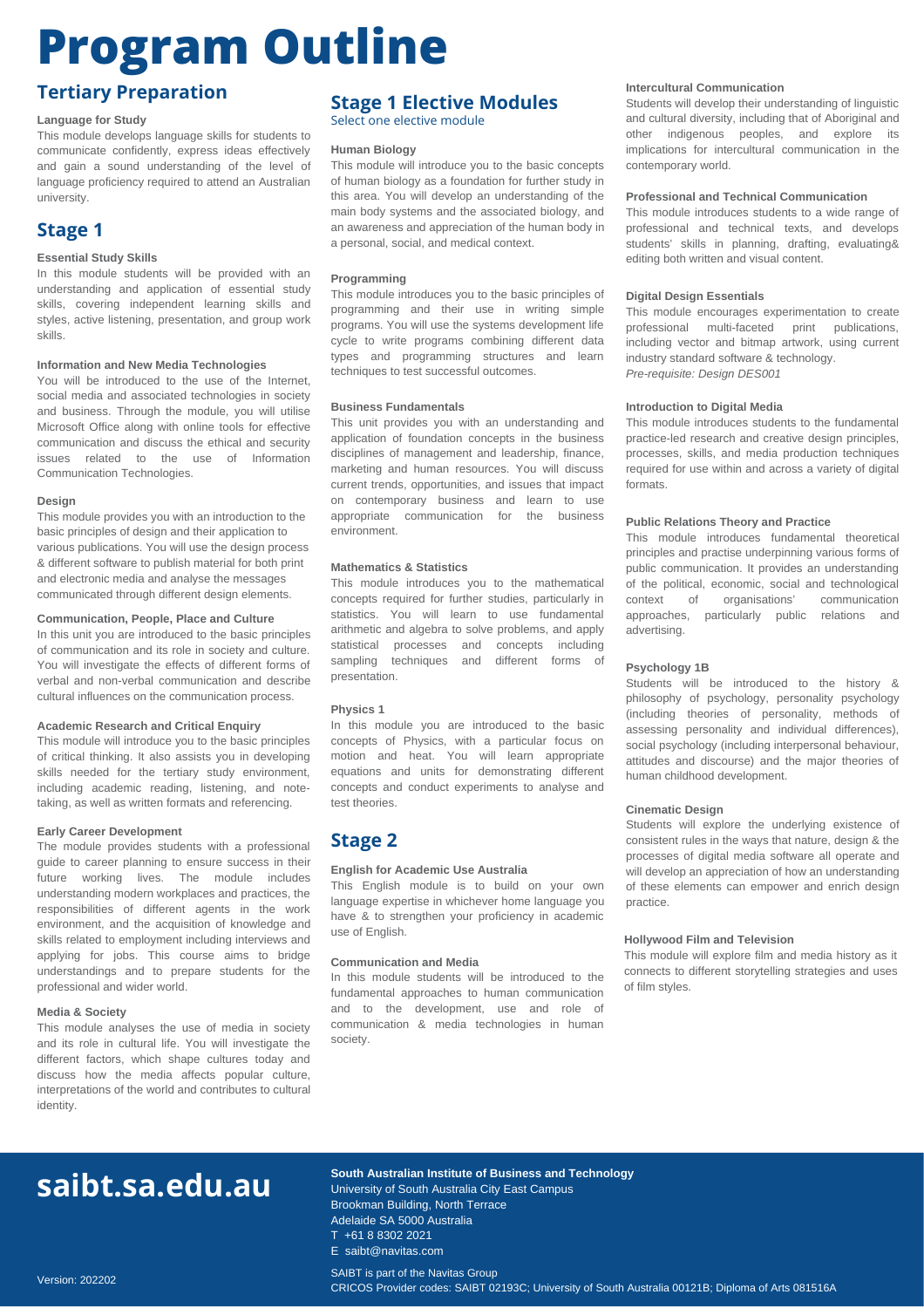# Program Outline

## Tertiary Preparation

### Language for Study

This module develops language skills for students to communicate confidently, express ideas effectively and gain a sound understanding of the level of language proficiency required to attend an Australian university.

## Stage 1

### Essential Study Skills

In this module students will be provided with an understanding and application of essential study skills, covering independent learning skills and styles, active listening, presentation, and group work skills.

### Information and New Media Technologies

You will be introduced to the use of the Internet, social media and associated technologies in society and business. Through the module, you will utilise Microsoft Office along with online tools for effective communication and discuss the ethical and security issues related to the use of Information Communication Technologies.

### Design

This module provides you with an introduction to the basic principles of design and their application to various publications. You will use the design process & different software to publish material for both print and electronic media and analyse the messages communicated through different design elements.

### Communication, People, Place and Culture

In this unit you are introduced to the basic principles of communication and its role in society and culture. You will investigate the effects of different forms of verbal and non-verbal communication and describe cultural influences on the communication process.

### Academic Research and Critical Enquiry

This module will introduce you to the basic principles of critical thinking. It also assists you in developing skills needed for the tertiary study environment, including academic reading, listening, and note-taking, as well as written formats and referencing.

### Early Career Development

The module provides students with a professional guide to career planning to ensure success in their future working lives. The module includes understanding modern workplaces and practices, the responsibilities of different agents in the work environment, and the acquisition of knowledge and skills related to employment including interviews and applying for jobs. This course aims to bridge understandings and to prepare students for the professional and wider world.

### Media & Society

This module analyses the use of media in society and its role in cultural life. You will investigate the different factors, which shape cultures today and discuss how the media affects popular culture, interpretations of the world and contributes to cultural identity.

## Stage 1 Elective Modules

Select one elective module

### Human Biology

This module will introduce you to the basic concepts of human biology as a foundation for further study in this area. You will develop an understanding of the main body systems and the associated biology, and an awareness and appreciation of the human body in a personal, social, and medical context.

### Programming

This module introduces you to the basic principles of programming and their use in writing simple programs. You will use the systems development life cycle to write programs combining different data types and programming structures and learn techniques to test successful outcomes.

### Business Fundamentals

This unit provides you with an understanding and application of foundation concepts in the business disciplines of management and leadership, finance, marketing and human resources. You will discuss current trends, opportunities, and issues that impact on contemporary business and learn to use appropriate communication for the business environment.

### Mathematics & Statistics

This module introduces you to the mathematical concepts required for further studies, particularly in statistics. You will learn to use fundamental arithmetic and algebra to solve problems, and apply statistical processes and concepts including sampling techniques and different forms of presentation.

### Physics 1

In this module you are introduced to the basic concepts of Physics, with a particular focus on motion and heat. You will learn appropriate equations and units for demonstrating different concepts and conduct experiments to analyse and test theories.

## Stage 2

### English for Academic Use Australia

This English module is to build on your own language expertise in whichever home language you have & to strengthen your proficiency in academic use of English.

### Communication and Media

In this module students will be introduced to the fundamental approaches to human communication and to the development, use and role of communication & media technologies in human society.

### Intercultural Communication

Students will develop their understanding of linguistic and cultural diversity, including that of Aboriginal and other indigenous peoples, and explore its implications for intercultural communication in the contemporary world.

### Professional and Technical Communication

This module introduces students to a wide range of professional and technical texts, and develops students' skills in planning, drafting, evaluating& editing both written and visual content.

### Digital Design Essentials

This module encourages experimentation to create professional multi-faceted print publications, including vector and bitmap artwork, using current industry standard software & technology.
*Pre-requisite: Design DES001*

### Introduction to Digital Media

This module introduces students to the fundamental practice-led research and creative design principles, processes, skills, and media production techniques required for use within and across a variety of digital formats.

### Public Relations Theory and Practice

This module introduces fundamental theoretical principles and practise underpinning various forms of public communication. It provides an understanding of the political, economic, social and technological context of organisations' communication approaches, particularly public relations and advertising.

### Psychology 1B

Students will be introduced to the history & philosophy of psychology, personality psychology (including theories of personality, methods of assessing personality and individual differences), social psychology (including interpersonal behaviour, attitudes and discourse) and the major theories of human childhood development.

### Cinematic Design

Students will explore the underlying existence of consistent rules in the ways that nature, design & the processes of digital media software all operate and will develop an appreciation of how an understanding of these elements can empower and enrich design practice.

### Hollywood Film and Television

This module will explore film and media history as it connects to different storytelling strategies and uses of film styles.

---

**saibt.sa.edu.au**

**South Australian Institute of Business and Technology**
University of South Australia City East Campus
Brookman Building, North Terrace
Adelaide SA 5000 Australia
T +61 8 8302 2021
E saibt@navitas.com

SAIBT is part of the Navitas Group
CRICOS Provider codes: SAIBT 02193C; University of South Australia 00121B; Diploma of Arts 081516A

Version: 202202